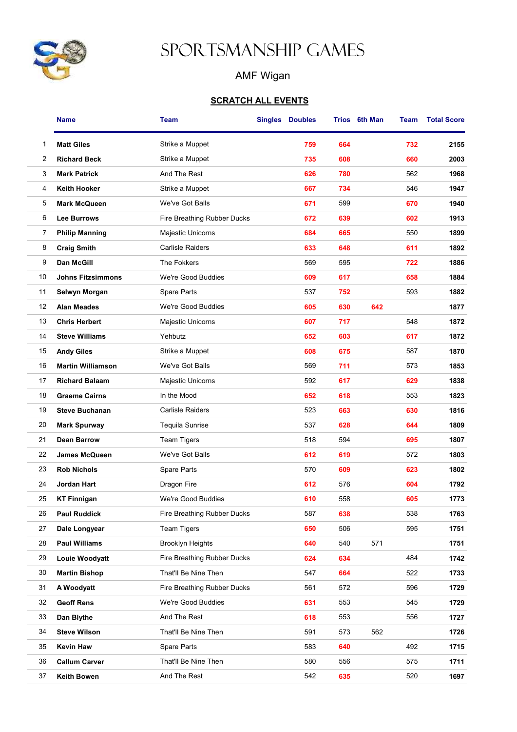# SPORTSMANSHIP GAMES

AMF Wigan

**SCRATCH ALL EVENTS**

| | Name | Team | Singles | Doubles | Trios | 6th Man | Team | Total Score |
|---|---|---|---|---|---|---|---|---|
| 1 | **Matt Giles** | Strike a Muppet | | **759** | **664** | | **732** | **2155** |
| 2 | **Richard Beck** | Strike a Muppet | | **735** | **608** | | **660** | **2003** |
| 3 | **Mark Patrick** | And The Rest | | **626** | **780** | | 562 | **1968** |
| 4 | **Keith Hooker** | Strike a Muppet | | **667** | **734** | | 546 | **1947** |
| 5 | **Mark McQueen** | We've Got Balls | | **671** | 599 | | **670** | **1940** |
| 6 | **Lee Burrows** | Fire Breathing Rubber Ducks | | **672** | **639** | | **602** | **1913** |
| 7 | **Philip Manning** | Majestic Unicorns | | **684** | **665** | | 550 | **1899** |
| 8 | **Craig Smith** | Carlisle Raiders | | **633** | **648** | | **611** | **1892** |
| 9 | **Dan McGill** | The Fokkers | | 569 | 595 | | **722** | **1886** |
| 10 | **Johns Fitzsimmons** | We're Good Buddies | | **609** | **617** | | **658** | **1884** |
| 11 | **Selwyn Morgan** | Spare Parts | | 537 | **752** | | 593 | **1882** |
| 12 | **Alan Meades** | We're Good Buddies | | **605** | **630** | **642** | | **1877** |
| 13 | **Chris Herbert** | Majestic Unicorns | | **607** | **717** | | 548 | **1872** |
| 14 | **Steve Williams** | Yehbutz | | **652** | **603** | | **617** | **1872** |
| 15 | **Andy Giles** | Strike a Muppet | | **608** | **675** | | 587 | **1870** |
| 16 | **Martin Williamson** | We've Got Balls | | 569 | **711** | | 573 | **1853** |
| 17 | **Richard Balaam** | Majestic Unicorns | | 592 | **617** | | **629** | **1838** |
| 18 | **Graeme Cairns** | In the Mood | | **652** | **618** | | 553 | **1823** |
| 19 | **Steve Buchanan** | Carlisle Raiders | | 523 | **663** | | **630** | **1816** |
| 20 | **Mark Spurway** | Tequila Sunrise | | 537 | **628** | | **644** | **1809** |
| 21 | **Dean Barrow** | Team Tigers | | 518 | 594 | | **695** | **1807** |
| 22 | **James McQueen** | We've Got Balls | | **612** | **619** | | 572 | **1803** |
| 23 | **Rob Nichols** | Spare Parts | | 570 | **609** | | **623** | **1802** |
| 24 | **Jordan Hart** | Dragon Fire | | **612** | 576 | | **604** | **1792** |
| 25 | **KT Finnigan** | We're Good Buddies | | **610** | 558 | | **605** | **1773** |
| 26 | **Paul Ruddick** | Fire Breathing Rubber Ducks | | 587 | **638** | | 538 | **1763** |
| 27 | **Dale Longyear** | Team Tigers | | **650** | 506 | | 595 | **1751** |
| 28 | **Paul Williams** | Brooklyn Heights | | **640** | 540 | 571 | | **1751** |
| 29 | **Louie Woodyatt** | Fire Breathing Rubber Ducks | | **624** | **634** | | 484 | **1742** |
| 30 | **Martin Bishop** | That'll Be Nine Then | | 547 | **664** | | 522 | **1733** |
| 31 | **A Woodyatt** | Fire Breathing Rubber Ducks | | 561 | 572 | | 596 | **1729** |
| 32 | **Geoff Rens** | We're Good Buddies | | **631** | 553 | | 545 | **1729** |
| 33 | **Dan Blythe** | And The Rest | | **618** | 553 | | 556 | **1727** |
| 34 | **Steve Wilson** | That'll Be Nine Then | | 591 | 573 | 562 | | **1726** |
| 35 | **Kevin Haw** | Spare Parts | | 583 | **640** | | 492 | **1715** |
| 36 | **Callum Carver** | That'll Be Nine Then | | 580 | 556 | | 575 | **1711** |
| 37 | **Keith Bowen** | And The Rest | | 542 | **635** | | 520 | **1697** |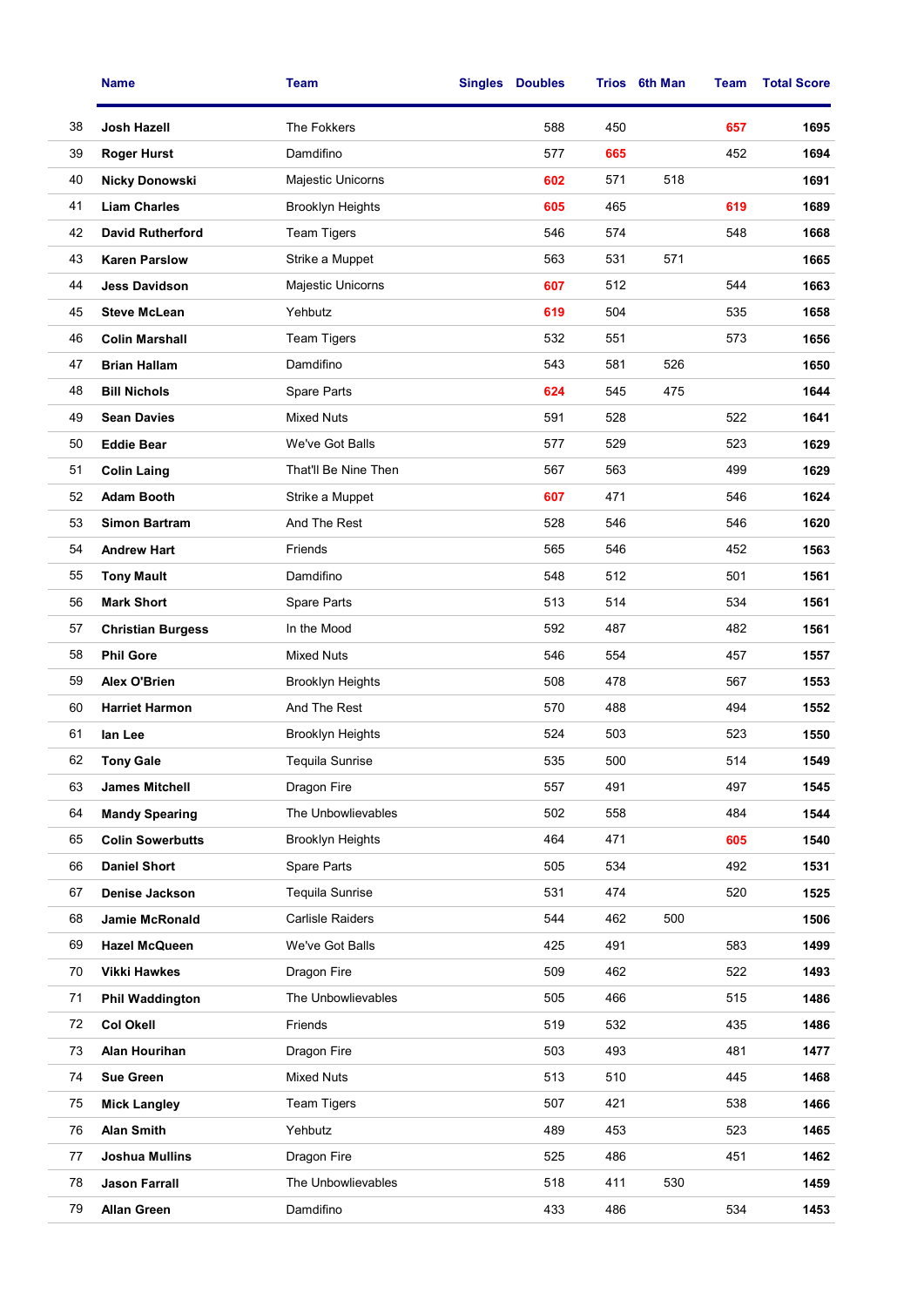|  | Name | Team | Singles | Doubles | Trios | 6th Man | Team | Total Score |
|---|---|---|---|---|---|---|---|---|
| 38 | **Josh Hazell** | The Fokkers |  | 588 | 450 |  | **657** | **1695** |
| 39 | **Roger Hurst** | Damdifino |  | 577 | **665** |  | 452 | **1694** |
| 40 | **Nicky Donowski** | Majestic Unicorns |  | **602** | 571 | 518 |  | **1691** |
| 41 | **Liam Charles** | Brooklyn Heights |  | **605** | 465 |  | **619** | **1689** |
| 42 | **David Rutherford** | Team Tigers |  | 546 | 574 |  | 548 | **1668** |
| 43 | **Karen Parslow** | Strike a Muppet |  | 563 | 531 | 571 |  | **1665** |
| 44 | **Jess Davidson** | Majestic Unicorns |  | **607** | 512 |  | 544 | **1663** |
| 45 | **Steve McLean** | Yehbutz |  | **619** | 504 |  | 535 | **1658** |
| 46 | **Colin Marshall** | Team Tigers |  | 532 | 551 |  | 573 | **1656** |
| 47 | **Brian Hallam** | Damdifino |  | 543 | 581 | 526 |  | **1650** |
| 48 | **Bill Nichols** | Spare Parts |  | **624** | 545 | 475 |  | **1644** |
| 49 | **Sean Davies** | Mixed Nuts |  | 591 | 528 |  | 522 | **1641** |
| 50 | **Eddie Bear** | We've Got Balls |  | 577 | 529 |  | 523 | **1629** |
| 51 | **Colin Laing** | That'll Be Nine Then |  | 567 | 563 |  | 499 | **1629** |
| 52 | **Adam Booth** | Strike a Muppet |  | **607** | 471 |  | 546 | **1624** |
| 53 | **Simon Bartram** | And The Rest |  | 528 | 546 |  | 546 | **1620** |
| 54 | **Andrew Hart** | Friends |  | 565 | 546 |  | 452 | **1563** |
| 55 | **Tony Mault** | Damdifino |  | 548 | 512 |  | 501 | **1561** |
| 56 | **Mark Short** | Spare Parts |  | 513 | 514 |  | 534 | **1561** |
| 57 | **Christian Burgess** | In the Mood |  | 592 | 487 |  | 482 | **1561** |
| 58 | **Phil Gore** | Mixed Nuts |  | 546 | 554 |  | 457 | **1557** |
| 59 | **Alex O'Brien** | Brooklyn Heights |  | 508 | 478 |  | 567 | **1553** |
| 60 | **Harriet Harmon** | And The Rest |  | 570 | 488 |  | 494 | **1552** |
| 61 | **Ian Lee** | Brooklyn Heights |  | 524 | 503 |  | 523 | **1550** |
| 62 | **Tony Gale** | Tequila Sunrise |  | 535 | 500 |  | 514 | **1549** |
| 63 | **James Mitchell** | Dragon Fire |  | 557 | 491 |  | 497 | **1545** |
| 64 | **Mandy Spearing** | The Unbowlievables |  | 502 | 558 |  | 484 | **1544** |
| 65 | **Colin Sowerbutts** | Brooklyn Heights |  | 464 | 471 |  | **605** | **1540** |
| 66 | **Daniel Short** | Spare Parts |  | 505 | 534 |  | 492 | **1531** |
| 67 | **Denise Jackson** | Tequila Sunrise |  | 531 | 474 |  | 520 | **1525** |
| 68 | **Jamie McRonald** | Carlisle Raiders |  | 544 | 462 | 500 |  | **1506** |
| 69 | **Hazel McQueen** | We've Got Balls |  | 425 | 491 |  | 583 | **1499** |
| 70 | **Vikki Hawkes** | Dragon Fire |  | 509 | 462 |  | 522 | **1493** |
| 71 | **Phil Waddington** | The Unbowlievables |  | 505 | 466 |  | 515 | **1486** |
| 72 | **Col Okell** | Friends |  | 519 | 532 |  | 435 | **1486** |
| 73 | **Alan Hourihan** | Dragon Fire |  | 503 | 493 |  | 481 | **1477** |
| 74 | **Sue Green** | Mixed Nuts |  | 513 | 510 |  | 445 | **1468** |
| 75 | **Mick Langley** | Team Tigers |  | 507 | 421 |  | 538 | **1466** |
| 76 | **Alan Smith** | Yehbutz |  | 489 | 453 |  | 523 | **1465** |
| 77 | **Joshua Mullins** | Dragon Fire |  | 525 | 486 |  | 451 | **1462** |
| 78 | **Jason Farrall** | The Unbowlievables |  | 518 | 411 | 530 |  | **1459** |
| 79 | **Allan Green** | Damdifino |  | 433 | 486 |  | 534 | **1453** |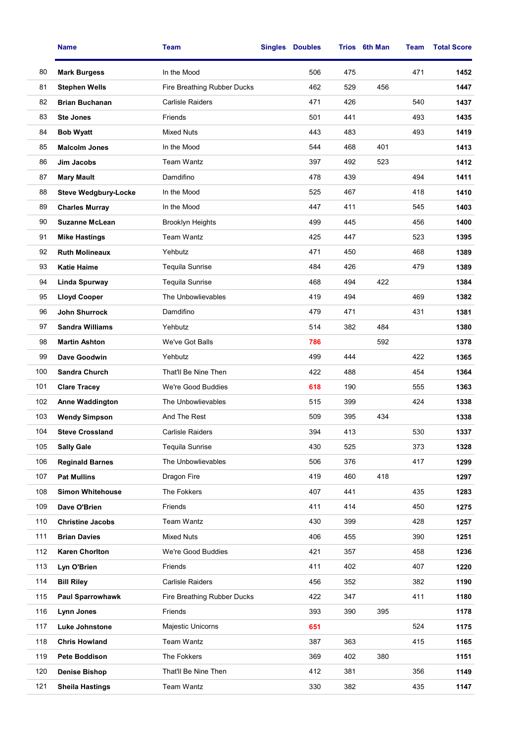| | Name | Team | Singles | Doubles | Trios | 6th Man | Team | Total Score |
|---|---|---|---|---|---|---|---|---|
| 80 | **Mark Burgess** | In the Mood | | 506 | 475 | | 471 | **1452** |
| 81 | **Stephen Wells** | Fire Breathing Rubber Ducks | | 462 | 529 | 456 | | **1447** |
| 82 | **Brian Buchanan** | Carlisle Raiders | | 471 | 426 | | 540 | **1437** |
| 83 | **Ste Jones** | Friends | | 501 | 441 | | 493 | **1435** |
| 84 | **Bob Wyatt** | Mixed Nuts | | 443 | 483 | | 493 | **1419** |
| 85 | **Malcolm Jones** | In the Mood | | 544 | 468 | 401 | | **1413** |
| 86 | **Jim Jacobs** | Team Wantz | | 397 | 492 | 523 | | **1412** |
| 87 | **Mary Mault** | Damdifino | | 478 | 439 | | 494 | **1411** |
| 88 | **Steve Wedgbury-Locke** | In the Mood | | 525 | 467 | | 418 | **1410** |
| 89 | **Charles Murray** | In the Mood | | 447 | 411 | | 545 | **1403** |
| 90 | **Suzanne McLean** | Brooklyn Heights | | 499 | 445 | | 456 | **1400** |
| 91 | **Mike Hastings** | Team Wantz | | 425 | 447 | | 523 | **1395** |
| 92 | **Ruth Molineaux** | Yehbutz | | 471 | 450 | | 468 | **1389** |
| 93 | **Katie Haime** | Tequila Sunrise | | 484 | 426 | | 479 | **1389** |
| 94 | **Linda Spurway** | Tequila Sunrise | | 468 | 494 | 422 | | **1384** |
| 95 | **Lloyd Cooper** | The Unbowlievables | | 419 | 494 | | 469 | **1382** |
| 96 | **John Shurrock** | Damdifino | | 479 | 471 | | 431 | **1381** |
| 97 | **Sandra Williams** | Yehbutz | | 514 | 382 | 484 | | **1380** |
| 98 | **Martin Ashton** | We've Got Balls | | 786 | | 592 | | **1378** |
| 99 | **Dave Goodwin** | Yehbutz | | 499 | 444 | | 422 | **1365** |
| 100 | **Sandra Church** | That'll Be Nine Then | | 422 | 488 | | 454 | **1364** |
| 101 | **Clare Tracey** | We're Good Buddies | | 618 | 190 | | 555 | **1363** |
| 102 | **Anne Waddington** | The Unbowlievables | | 515 | 399 | | 424 | **1338** |
| 103 | **Wendy Simpson** | And The Rest | | 509 | 395 | 434 | | **1338** |
| 104 | **Steve Crossland** | Carlisle Raiders | | 394 | 413 | | 530 | **1337** |
| 105 | **Sally Gale** | Tequila Sunrise | | 430 | 525 | | 373 | **1328** |
| 106 | **Reginald Barnes** | The Unbowlievables | | 506 | 376 | | 417 | **1299** |
| 107 | **Pat Mullins** | Dragon Fire | | 419 | 460 | 418 | | **1297** |
| 108 | **Simon Whitehouse** | The Fokkers | | 407 | 441 | | 435 | **1283** |
| 109 | **Dave O'Brien** | Friends | | 411 | 414 | | 450 | **1275** |
| 110 | **Christine Jacobs** | Team Wantz | | 430 | 399 | | 428 | **1257** |
| 111 | **Brian Davies** | Mixed Nuts | | 406 | 455 | | 390 | **1251** |
| 112 | **Karen Chorlton** | We're Good Buddies | | 421 | 357 | | 458 | **1236** |
| 113 | **Lyn O'Brien** | Friends | | 411 | 402 | | 407 | **1220** |
| 114 | **Bill Riley** | Carlisle Raiders | | 456 | 352 | | 382 | **1190** |
| 115 | **Paul Sparrowhawk** | Fire Breathing Rubber Ducks | | 422 | 347 | | 411 | **1180** |
| 116 | **Lynn Jones** | Friends | | 393 | 390 | 395 | | **1178** |
| 117 | **Luke Johnstone** | Majestic Unicorns | | 651 | | | 524 | **1175** |
| 118 | **Chris Howland** | Team Wantz | | 387 | 363 | | 415 | **1165** |
| 119 | **Pete Boddison** | The Fokkers | | 369 | 402 | 380 | | **1151** |
| 120 | **Denise Bishop** | That'll Be Nine Then | | 412 | 381 | | 356 | **1149** |
| 121 | **Sheila Hastings** | Team Wantz | | 330 | 382 | | 435 | **1147** |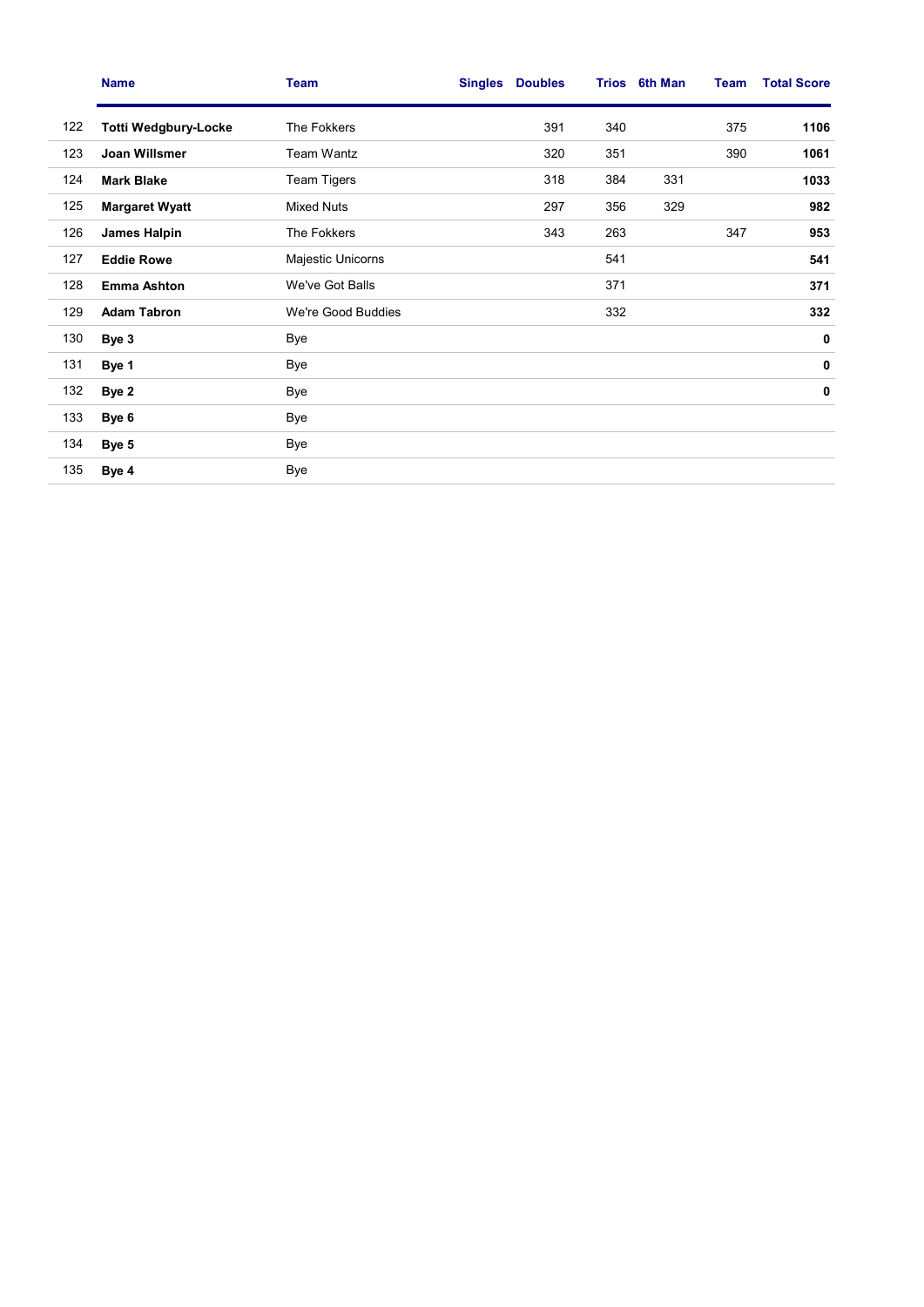| | Name | Team | Singles | Doubles | Trios | 6th Man | Team | Total Score |
|---|---|---|---|---|---|---|---|---|
| 122 | **Totti Wedgbury-Locke** | The Fokkers | | 391 | 340 | | 375 | **1106** |
| 123 | **Joan Willsmer** | Team Wantz | | 320 | 351 | | 390 | **1061** |
| 124 | **Mark Blake** | Team Tigers | | 318 | 384 | 331 | | **1033** |
| 125 | **Margaret Wyatt** | Mixed Nuts | | 297 | 356 | 329 | | **982** |
| 126 | **James Halpin** | The Fokkers | | 343 | 263 | | 347 | **953** |
| 127 | **Eddie Rowe** | Majestic Unicorns | | | 541 | | | **541** |
| 128 | **Emma Ashton** | We've Got Balls | | | 371 | | | **371** |
| 129 | **Adam Tabron** | We're Good Buddies | | | 332 | | | **332** |
| 130 | **Bye 3** | Bye | | | | | | **0** |
| 131 | **Bye 1** | Bye | | | | | | **0** |
| 132 | **Bye 2** | Bye | | | | | | **0** |
| 133 | **Bye 6** | Bye | | | | | | |
| 134 | **Bye 5** | Bye | | | | | | |
| 135 | **Bye 4** | Bye | | | | | | |